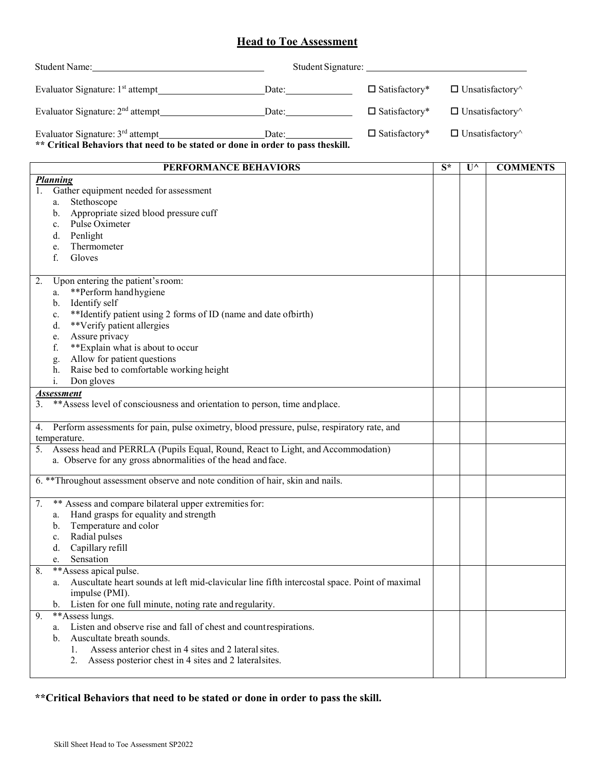# Head to Toe Assessment

Student Name: ______________________ Student Signature: ______________________

Evaluator Signature: 1st attempt ______________________ Date: __________ ☐ Satisfactory* ☐ Unsatisfactory^

Evaluator Signature: 2nd attempt ______________________ Date: __________ ☐ Satisfactory* ☐ Unsatisfactory^

Evaluator Signature: 3rd attempt ______________________ Date: __________ ☐ Satisfactory* ☐ Unsatisfactory^

**** Critical Behaviors that need to be stated or done in order to pass theskill.**

| PERFORMANCE BEHAVIORS | S* | U^ | COMMENTS |
|---|---|---|---|
| ***Planning***<br>1. Gather equipment needed for assessment<br>a. Stethoscope<br>b. Appropriate sized blood pressure cuff<br>c. Pulse Oximeter<br>d. Penlight<br>e. Thermometer<br>f. Gloves | | | |
| 2. Upon entering the patient's room:<br>a. **Perform hand hygiene<br>b. Identify self<br>c. **Identify patient using 2 forms of ID (name and date of birth)<br>d. **Verify patient allergies<br>e. Assure privacy<br>f. **Explain what is about to occur<br>g. Allow for patient questions<br>h. Raise bed to comfortable working height<br>i. Don gloves | | | |
| ***Assessment***<br>3. **Assess level of consciousness and orientation to person, time and place. | | | |
| 4. Perform assessments for pain, pulse oximetry, blood pressure, pulse, respiratory rate, and temperature. | | | |
| 5. Assess head and PERRLA (Pupils Equal, Round, React to Light, and Accommodation)<br>a. Observe for any gross abnormalities of the head and face. | | | |
| 6. **Throughout assessment observe and note condition of hair, skin and nails. | | | |
| 7. ** Assess and compare bilateral upper extremities for:<br>a. Hand grasps for equality and strength<br>b. Temperature and color<br>c. Radial pulses<br>d. Capillary refill<br>e. Sensation | | | |
| 8. **Assess apical pulse.<br>a. Auscultate heart sounds at left mid-clavicular line fifth intercostal space. Point of maximal impulse (PMI).<br>b. Listen for one full minute, noting rate and regularity. | | | |
| 9. **Assess lungs.<br>a. Listen and observe rise and fall of chest and count respirations.<br>b. Auscultate breath sounds.<br>1. Assess anterior chest in 4 sites and 2 lateral sites.<br>2. Assess posterior chest in 4 sites and 2 lateral sites. | | | |

****Critical Behaviors that need to be stated or done in order to pass the skill.**

Skill Sheet Head to Toe Assessment SP2022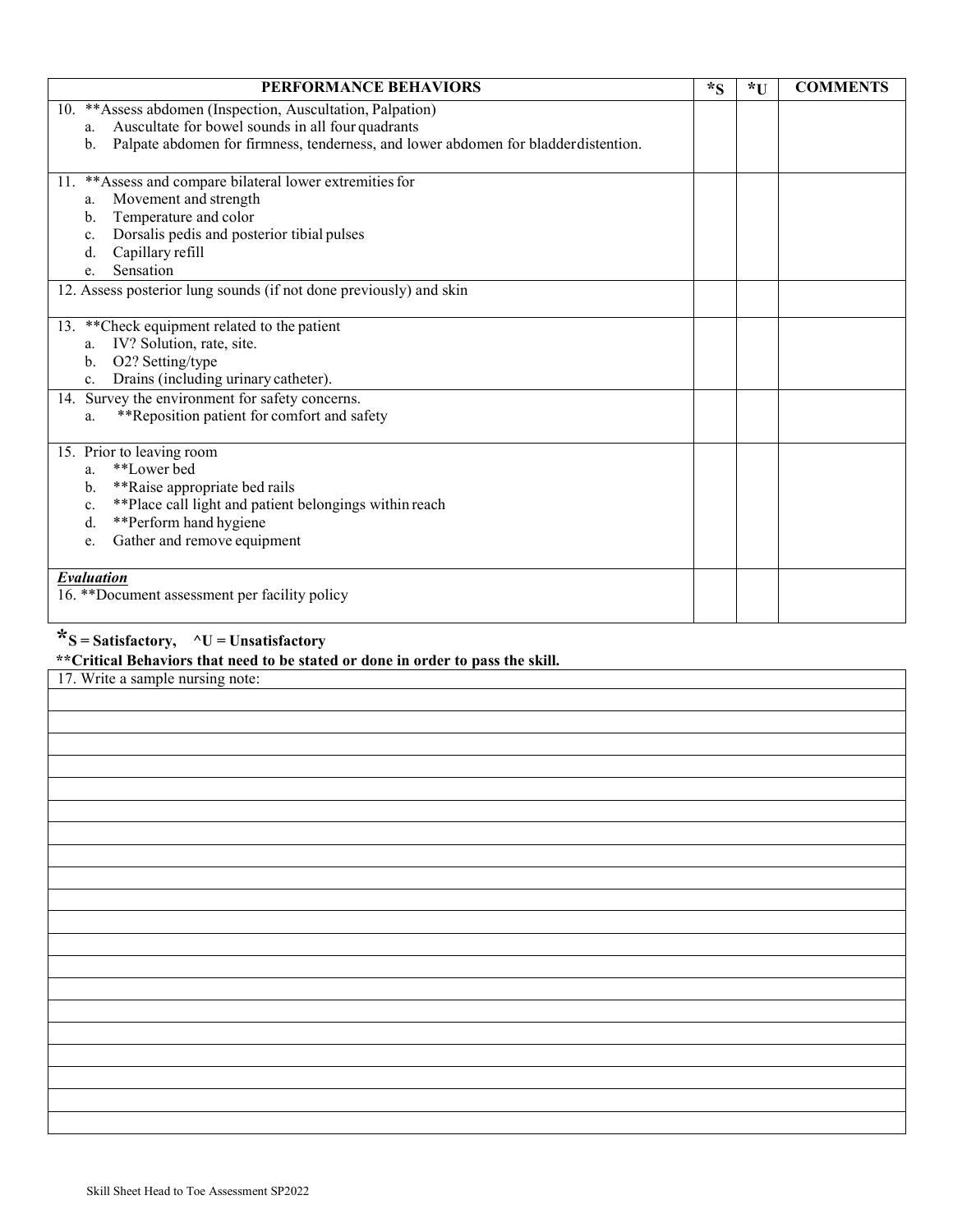| PERFORMANCE BEHAVIORS | *S | *U | COMMENTS |
|---|---|---|---|
| 10. **Assess abdomen (Inspection, Auscultation, Palpation)<br>a. Auscultate for bowel sounds in all four quadrants<br>b. Palpate abdomen for firmness, tenderness, and lower abdomen for bladder distention. | | | |
| 11. **Assess and compare bilateral lower extremities for<br>a. Movement and strength<br>b. Temperature and color<br>c. Dorsalis pedis and posterior tibial pulses<br>d. Capillary refill<br>e. Sensation | | | |
| 12. Assess posterior lung sounds (if not done previously) and skin | | | |
| 13. **Check equipment related to the patient<br>a. IV? Solution, rate, site.<br>b. O2? Setting/type<br>c. Drains (including urinary catheter). | | | |
| 14. Survey the environment for safety concerns.<br>a. **Reposition patient for comfort and safety | | | |
| 15. Prior to leaving room<br>a. **Lower bed<br>b. **Raise appropriate bed rails<br>c. **Place call light and patient belongings within reach<br>d. **Perform hand hygiene<br>e. Gather and remove equipment | | | |
| ***Evaluation***<br>16. **Document assessment per facility policy | | | |

**\*S = Satisfactory, ^U = Unsatisfactory**

****Critical Behaviors that need to be stated or done in order to pass the skill.**

17. Write a sample nursing note:

Skill Sheet Head to Toe Assessment SP2022